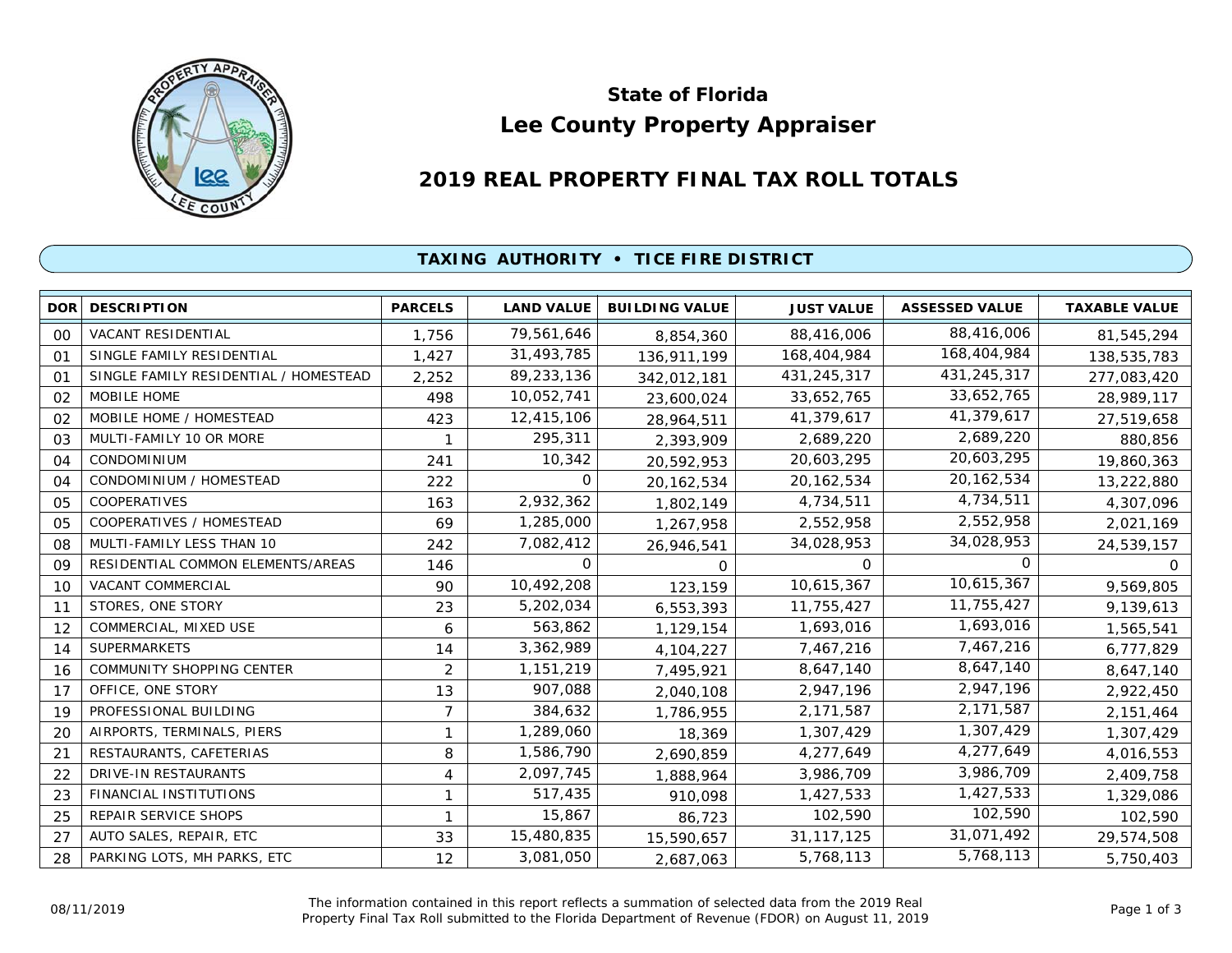# State of Florida
# Lee County Property Appraiser

## 2019 REAL PROPERTY FINAL TAX ROLL TOTALS

### TAXING AUTHORITY • TICE FIRE DISTRICT

| DOR | DESCRIPTION | PARCELS | LAND VALUE | BUILDING VALUE | JUST VALUE | ASSESSED VALUE | TAXABLE VALUE |
|---|---|---|---|---|---|---|---|
| 00 | VACANT RESIDENTIAL | 1,756 | 79,561,646 | 8,854,360 | 88,416,006 | 88,416,006 | 81,545,294 |
| 01 | SINGLE FAMILY RESIDENTIAL | 1,427 | 31,493,785 | 136,911,199 | 168,404,984 | 168,404,984 | 138,535,783 |
| 01 | SINGLE FAMILY RESIDENTIAL / HOMESTEAD | 2,252 | 89,233,136 | 342,012,181 | 431,245,317 | 431,245,317 | 277,083,420 |
| 02 | MOBILE HOME | 498 | 10,052,741 | 23,600,024 | 33,652,765 | 33,652,765 | 28,989,117 |
| 02 | MOBILE HOME / HOMESTEAD | 423 | 12,415,106 | 28,964,511 | 41,379,617 | 41,379,617 | 27,519,658 |
| 03 | MULTI-FAMILY 10 OR MORE | 1 | 295,311 | 2,393,909 | 2,689,220 | 2,689,220 | 880,856 |
| 04 | CONDOMINIUM | 241 | 10,342 | 20,592,953 | 20,603,295 | 20,603,295 | 19,860,363 |
| 04 | CONDOMINIUM / HOMESTEAD | 222 | 0 | 20,162,534 | 20,162,534 | 20,162,534 | 13,222,880 |
| 05 | COOPERATIVES | 163 | 2,932,362 | 1,802,149 | 4,734,511 | 4,734,511 | 4,307,096 |
| 05 | COOPERATIVES / HOMESTEAD | 69 | 1,285,000 | 1,267,958 | 2,552,958 | 2,552,958 | 2,021,169 |
| 08 | MULTI-FAMILY LESS THAN 10 | 242 | 7,082,412 | 26,946,541 | 34,028,953 | 34,028,953 | 24,539,157 |
| 09 | RESIDENTIAL COMMON ELEMENTS/AREAS | 146 | 0 | 0 | 0 | 0 | 0 |
| 10 | VACANT COMMERCIAL | 90 | 10,492,208 | 123,159 | 10,615,367 | 10,615,367 | 9,569,805 |
| 11 | STORES, ONE STORY | 23 | 5,202,034 | 6,553,393 | 11,755,427 | 11,755,427 | 9,139,613 |
| 12 | COMMERCIAL, MIXED USE | 6 | 563,862 | 1,129,154 | 1,693,016 | 1,693,016 | 1,565,541 |
| 14 | SUPERMARKETS | 14 | 3,362,989 | 4,104,227 | 7,467,216 | 7,467,216 | 6,777,829 |
| 16 | COMMUNITY SHOPPING CENTER | 2 | 1,151,219 | 7,495,921 | 8,647,140 | 8,647,140 | 8,647,140 |
| 17 | OFFICE, ONE STORY | 13 | 907,088 | 2,040,108 | 2,947,196 | 2,947,196 | 2,922,450 |
| 19 | PROFESSIONAL BUILDING | 7 | 384,632 | 1,786,955 | 2,171,587 | 2,171,587 | 2,151,464 |
| 20 | AIRPORTS, TERMINALS, PIERS | 1 | 1,289,060 | 18,369 | 1,307,429 | 1,307,429 | 1,307,429 |
| 21 | RESTAURANTS, CAFETERIAS | 8 | 1,586,790 | 2,690,859 | 4,277,649 | 4,277,649 | 4,016,553 |
| 22 | DRIVE-IN RESTAURANTS | 4 | 2,097,745 | 1,888,964 | 3,986,709 | 3,986,709 | 2,409,758 |
| 23 | FINANCIAL INSTITUTIONS | 1 | 517,435 | 910,098 | 1,427,533 | 1,427,533 | 1,329,086 |
| 25 | REPAIR SERVICE SHOPS | 1 | 15,867 | 86,723 | 102,590 | 102,590 | 102,590 |
| 27 | AUTO SALES, REPAIR, ETC | 33 | 15,480,835 | 15,590,657 | 31,117,125 | 31,071,492 | 29,574,508 |
| 28 | PARKING LOTS, MH PARKS, ETC | 12 | 3,081,050 | 2,687,063 | 5,768,113 | 5,768,113 | 5,750,403 |

08/11/2019

The information contained in this report reflects a summation of selected data from the 2019 Real Property Final Tax Roll submitted to the Florida Department of Revenue (FDOR) on August 11, 2019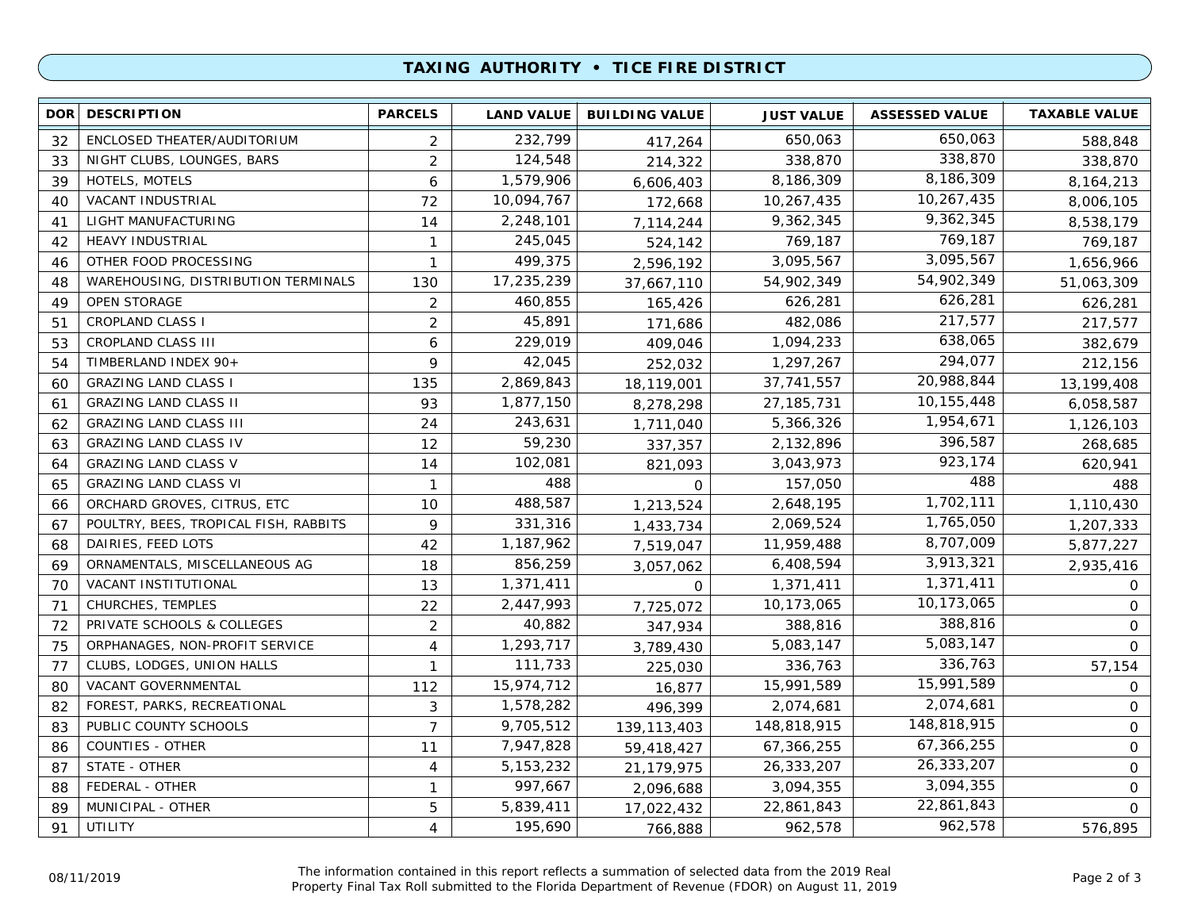## TAXING AUTHORITY • TICE FIRE DISTRICT

| DOR | DESCRIPTION | PARCELS | LAND VALUE | BUILDING VALUE | JUST VALUE | ASSESSED VALUE | TAXABLE VALUE |
|---|---|---|---|---|---|---|---|
| 32 | ENCLOSED THEATER/AUDITORIUM | 2 | 232,799 | 417,264 | 650,063 | 650,063 | 588,848 |
| 33 | NIGHT CLUBS, LOUNGES, BARS | 2 | 124,548 | 214,322 | 338,870 | 338,870 | 338,870 |
| 39 | HOTELS, MOTELS | 6 | 1,579,906 | 6,606,403 | 8,186,309 | 8,186,309 | 8,164,213 |
| 40 | VACANT INDUSTRIAL | 72 | 10,094,767 | 172,668 | 10,267,435 | 10,267,435 | 8,006,105 |
| 41 | LIGHT MANUFACTURING | 14 | 2,248,101 | 7,114,244 | 9,362,345 | 9,362,345 | 8,538,179 |
| 42 | HEAVY INDUSTRIAL | 1 | 245,045 | 524,142 | 769,187 | 769,187 | 769,187 |
| 46 | OTHER FOOD PROCESSING | 1 | 499,375 | 2,596,192 | 3,095,567 | 3,095,567 | 1,656,966 |
| 48 | WAREHOUSING, DISTRIBUTION TERMINALS | 130 | 17,235,239 | 37,667,110 | 54,902,349 | 54,902,349 | 51,063,309 |
| 49 | OPEN STORAGE | 2 | 460,855 | 165,426 | 626,281 | 626,281 | 626,281 |
| 51 | CROPLAND CLASS I | 2 | 45,891 | 171,686 | 482,086 | 217,577 | 217,577 |
| 53 | CROPLAND CLASS III | 6 | 229,019 | 409,046 | 1,094,233 | 638,065 | 382,679 |
| 54 | TIMBERLAND INDEX 90+ | 9 | 42,045 | 252,032 | 1,297,267 | 294,077 | 212,156 |
| 60 | GRAZING LAND CLASS I | 135 | 2,869,843 | 18,119,001 | 37,741,557 | 20,988,844 | 13,199,408 |
| 61 | GRAZING LAND CLASS II | 93 | 1,877,150 | 8,278,298 | 27,185,731 | 10,155,448 | 6,058,587 |
| 62 | GRAZING LAND CLASS III | 24 | 243,631 | 1,711,040 | 5,366,326 | 1,954,671 | 1,126,103 |
| 63 | GRAZING LAND CLASS IV | 12 | 59,230 | 337,357 | 2,132,896 | 396,587 | 268,685 |
| 64 | GRAZING LAND CLASS V | 14 | 102,081 | 821,093 | 3,043,973 | 923,174 | 620,941 |
| 65 | GRAZING LAND CLASS VI | 1 | 488 | 0 | 157,050 | 488 | 488 |
| 66 | ORCHARD GROVES, CITRUS, ETC | 10 | 488,587 | 1,213,524 | 2,648,195 | 1,702,111 | 1,110,430 |
| 67 | POULTRY, BEES, TROPICAL FISH, RABBITS | 9 | 331,316 | 1,433,734 | 2,069,524 | 1,765,050 | 1,207,333 |
| 68 | DAIRIES, FEED LOTS | 42 | 1,187,962 | 7,519,047 | 11,959,488 | 8,707,009 | 5,877,227 |
| 69 | ORNAMENTALS, MISCELLANEOUS AG | 18 | 856,259 | 3,057,062 | 6,408,594 | 3,913,321 | 2,935,416 |
| 70 | VACANT INSTITUTIONAL | 13 | 1,371,411 | 0 | 1,371,411 | 1,371,411 | 0 |
| 71 | CHURCHES, TEMPLES | 22 | 2,447,993 | 7,725,072 | 10,173,065 | 10,173,065 | 0 |
| 72 | PRIVATE SCHOOLS & COLLEGES | 2 | 40,882 | 347,934 | 388,816 | 388,816 | 0 |
| 75 | ORPHANAGES, NON-PROFIT SERVICE | 4 | 1,293,717 | 3,789,430 | 5,083,147 | 5,083,147 | 0 |
| 77 | CLUBS, LODGES, UNION HALLS | 1 | 111,733 | 225,030 | 336,763 | 336,763 | 57,154 |
| 80 | VACANT GOVERNMENTAL | 112 | 15,974,712 | 16,877 | 15,991,589 | 15,991,589 | 0 |
| 82 | FOREST, PARKS, RECREATIONAL | 3 | 1,578,282 | 496,399 | 2,074,681 | 2,074,681 | 0 |
| 83 | PUBLIC COUNTY SCHOOLS | 7 | 9,705,512 | 139,113,403 | 148,818,915 | 148,818,915 | 0 |
| 86 | COUNTIES - OTHER | 11 | 7,947,828 | 59,418,427 | 67,366,255 | 67,366,255 | 0 |
| 87 | STATE - OTHER | 4 | 5,153,232 | 21,179,975 | 26,333,207 | 26,333,207 | 0 |
| 88 | FEDERAL - OTHER | 1 | 997,667 | 2,096,688 | 3,094,355 | 3,094,355 | 0 |
| 89 | MUNICIPAL - OTHER | 5 | 5,839,411 | 17,022,432 | 22,861,843 | 22,861,843 | 0 |
| 91 | UTILITY | 4 | 195,690 | 766,888 | 962,578 | 962,578 | 576,895 |

08/11/2019

The information contained in this report reflects a summation of selected data from the 2019 Real Property Final Tax Roll submitted to the Florida Department of Revenue (FDOR) on August 11, 2019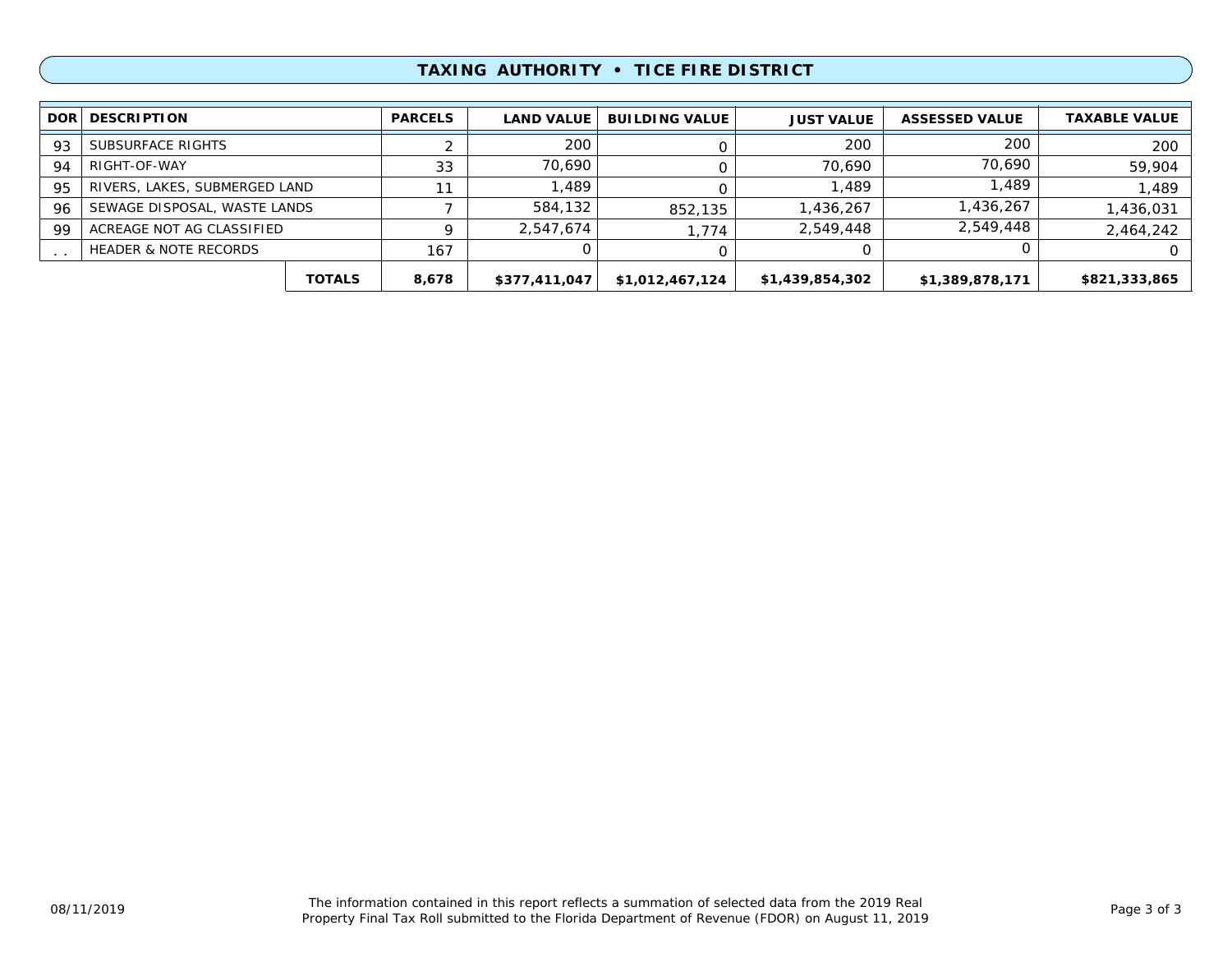## TAXING AUTHORITY • TICE FIRE DISTRICT

| DOR | DESCRIPTION | PARCELS | LAND VALUE | BUILDING VALUE | JUST VALUE | ASSESSED VALUE | TAXABLE VALUE |
|---|---|---|---|---|---|---|---|
| 93 | SUBSURFACE RIGHTS | 2 | 200 | 0 | 200 | 200 | 200 |
| 94 | RIGHT-OF-WAY | 33 | 70,690 | 0 | 70,690 | 70,690 | 59,904 |
| 95 | RIVERS, LAKES, SUBMERGED LAND | 11 | 1,489 | 0 | 1,489 | 1,489 | 1,489 |
| 96 | SEWAGE DISPOSAL, WASTE LANDS | 7 | 584,132 | 852,135 | 1,436,267 | 1,436,267 | 1,436,031 |
| 99 | ACREAGE NOT AG CLASSIFIED | 9 | 2,547,674 | 1,774 | 2,549,448 | 2,549,448 | 2,464,242 |
| . . | HEADER & NOTE RECORDS | 167 | 0 | 0 | 0 | 0 | 0 |
| | **TOTALS** | **8,678** | **$377,411,047** | **$1,012,467,124** | **$1,439,854,302** | **$1,389,878,171** | **$821,333,865** |

08/11/2019

The information contained in this report reflects a summation of selected data from the 2019 Real Property Final Tax Roll submitted to the Florida Department of Revenue (FDOR) on August 11, 2019